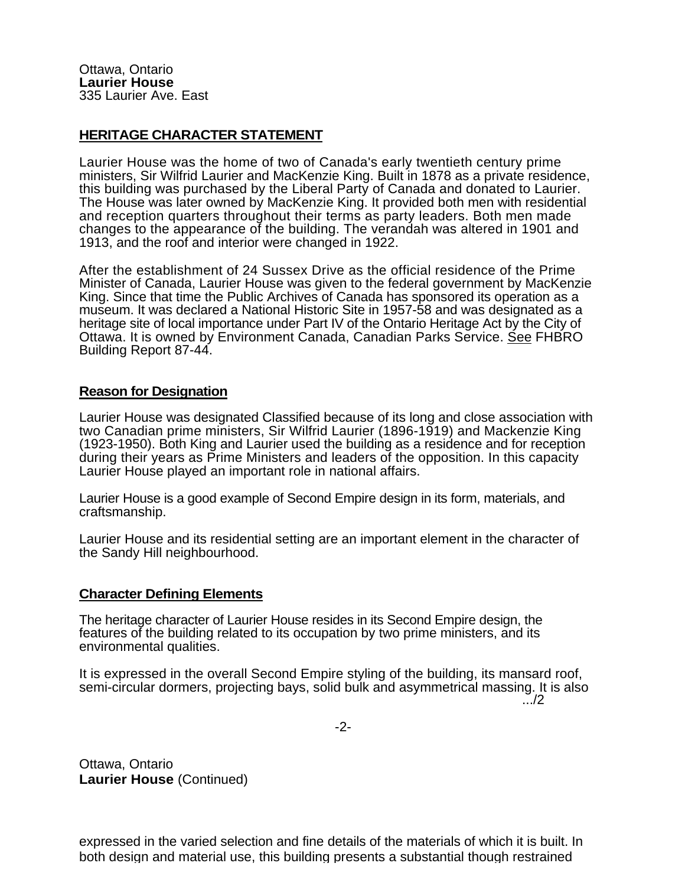Ottawa, Ontario
**Laurier House**
335 Laurier Ave. East

## HERITAGE CHARACTER STATEMENT

Laurier House was the home of two of Canada's early twentieth century prime ministers, Sir Wilfrid Laurier and MacKenzie King. Built in 1878 as a private residence, this building was purchased by the Liberal Party of Canada and donated to Laurier. The House was later owned by MacKenzie King. It provided both men with residential and reception quarters throughout their terms as party leaders. Both men made changes to the appearance of the building. The verandah was altered in 1901 and 1913, and the roof and interior were changed in 1922.

After the establishment of 24 Sussex Drive as the official residence of the Prime Minister of Canada, Laurier House was given to the federal government by MacKenzie King. Since that time the Public Archives of Canada has sponsored its operation as a museum. It was declared a National Historic Site in 1957-58 and was designated as a heritage site of local importance under Part IV of the Ontario Heritage Act by the City of Ottawa. It is owned by Environment Canada, Canadian Parks Service. See FHBRO Building Report 87-44.

### Reason for Designation

Laurier House was designated Classified because of its long and close association with two Canadian prime ministers, Sir Wilfrid Laurier (1896-1919) and Mackenzie King (1923-1950). Both King and Laurier used the building as a residence and for reception during their years as Prime Ministers and leaders of the opposition. In this capacity Laurier House played an important role in national affairs.

Laurier House is a good example of Second Empire design in its form, materials, and craftsmanship.

Laurier House and its residential setting are an important element in the character of the Sandy Hill neighbourhood.

### Character Defining Elements

The heritage character of Laurier House resides in its Second Empire design, the features of the building related to its occupation by two prime ministers, and its environmental qualities.

It is expressed in the overall Second Empire styling of the building, its mansard roof, semi-circular dormers, projecting bays, solid bulk and asymmetrical massing. It is also expressed in the varied selection and fine details of the materials of which it is built. In both design and material use, this building presents a substantial though restrained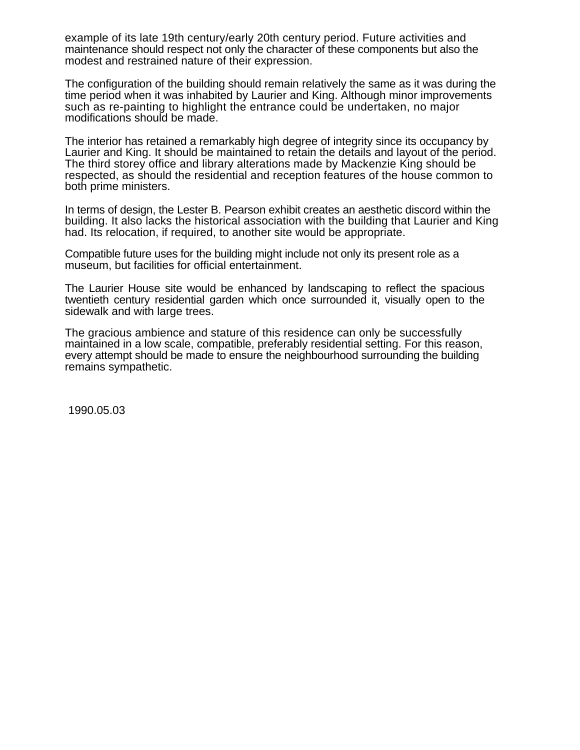example of its late 19th century/early 20th century period. Future activities and maintenance should respect not only the character of these components but also the modest and restrained nature of their expression.

The configuration of the building should remain relatively the same as it was during the time period when it was inhabited by Laurier and King. Although minor improvements such as re-painting to highlight the entrance could be undertaken, no major modifications should be made.

The interior has retained a remarkably high degree of integrity since its occupancy by Laurier and King. It should be maintained to retain the details and layout of the period. The third storey office and library alterations made by Mackenzie King should be respected, as should the residential and reception features of the house common to both prime ministers.

In terms of design, the Lester B. Pearson exhibit creates an aesthetic discord within the building. It also lacks the historical association with the building that Laurier and King had. Its relocation, if required, to another site would be appropriate.

Compatible future uses for the building might include not only its present role as a museum, but facilities for official entertainment.

The Laurier House site would be enhanced by landscaping to reflect the spacious twentieth century residential garden which once surrounded it, visually open to the sidewalk and with large trees.

The gracious ambience and stature of this residence can only be successfully maintained in a low scale, compatible, preferably residential setting. For this reason, every attempt should be made to ensure the neighbourhood surrounding the building remains sympathetic.

1990.05.03